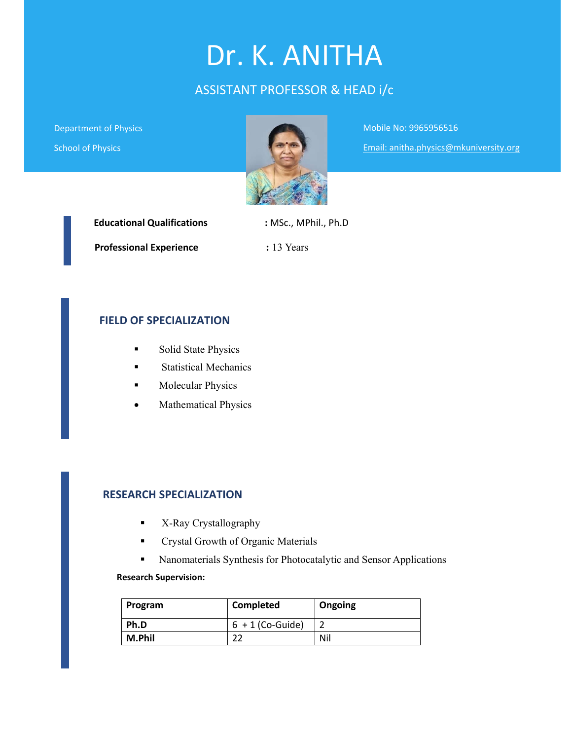# Dr. K. ANITHA

## ASSISTANT PROFESSOR & HEAD i/c

Department of Physics

School of Physics

Mobile No: 9965956516

Email: anitha.physics@mkuniversity.org

**Educational Qualifications** : MSc., MPhil., Ph.D

**Professional Experience** : 13 Years

## FIELD OF SPECIALIZATION

- Solid State Physics
- Statistical Mechanics
- Molecular Physics
- Mathematical Physics

## RESEARCH SPECIALIZATION

- X-Ray Crystallography
- Crystal Growth of Organic Materials
- Nanomaterials Synthesis for Photocatalytic and Sensor Applications

**Research Supervision:**

| Program | Completed | Ongoing |
|---|---|---|
| **Ph.D** | 6 + 1 (Co-Guide) | 2 |
| **M.Phil** | 22 | Nil |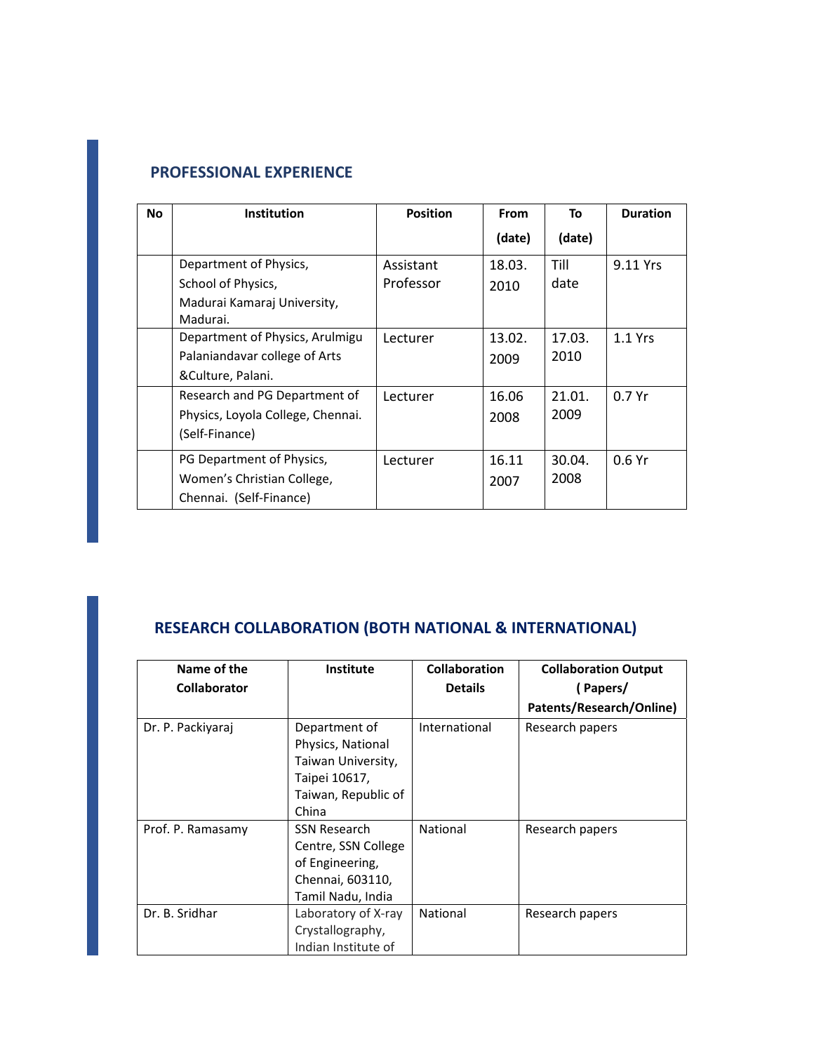## PROFESSIONAL EXPERIENCE

| No | Institution | Position | From (date) | To (date) | Duration |
|---|---|---|---|---|---|
| | Department of Physics, School of Physics, Madurai Kamaraj University, Madurai. | Assistant Professor | 18.03. 2010 | Till date | 9.11 Yrs |
| | Department of Physics, Arulmigu Palaniandavar college of Arts &Culture, Palani. | Lecturer | 13.02. 2009 | 17.03. 2010 | 1.1 Yrs |
| | Research and PG Department of Physics, Loyola College, Chennai. (Self-Finance) | Lecturer | 16.06 2008 | 21.01. 2009 | 0.7 Yr |
| | PG Department of Physics, Women's Christian College, Chennai. (Self-Finance) | Lecturer | 16.11 2007 | 30.04. 2008 | 0.6 Yr |

## RESEARCH COLLABORATION (BOTH NATIONAL & INTERNATIONAL)

| Name of the Collaborator | Institute | Collaboration Details | Collaboration Output ( Papers/ Patents/Research/Online) |
|---|---|---|---|
| Dr. P. Packiyaraj | Department of Physics, National Taiwan University, Taipei 10617, Taiwan, Republic of China | International | Research papers |
| Prof. P. Ramasamy | SSN Research Centre, SSN College of Engineering, Chennai, 603110, Tamil Nadu, India | National | Research papers |
| Dr. B. Sridhar | Laboratory of X-ray Crystallography, Indian Institute of | National | Research papers |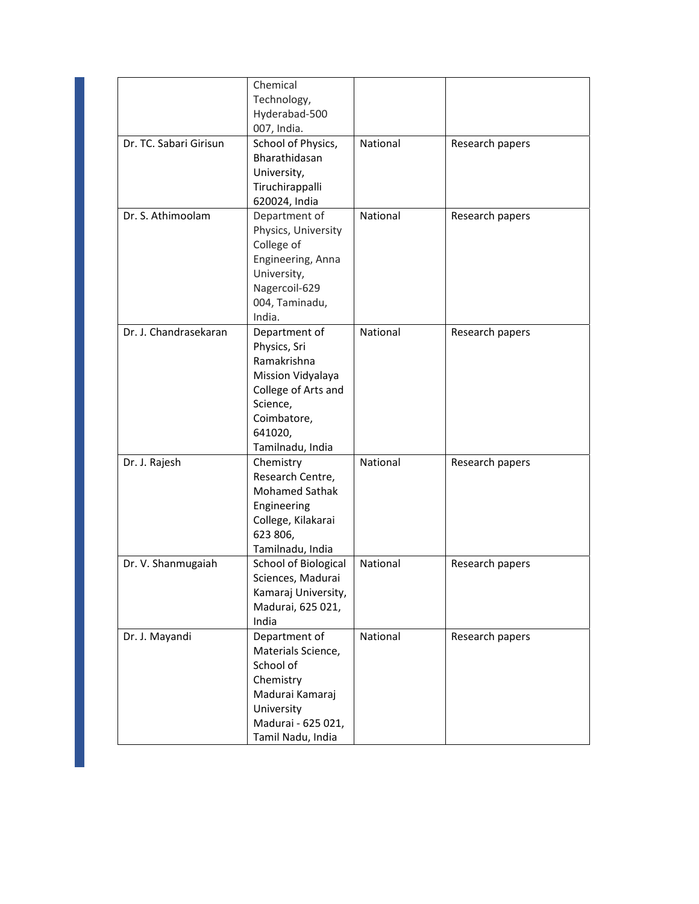| | | | |
|---|---|---|---|
| | Chemical Technology, Hyderabad-500 007, India. | | |
| Dr. TC. Sabari Girisun | School of Physics, Bharathidasan University, Tiruchirappalli 620024, India | National | Research papers |
| Dr. S. Athimoolam | Department of Physics, University College of Engineering, Anna University, Nagercoil-629 004, Taminadu, India. | National | Research papers |
| Dr. J. Chandrasekaran | Department of Physics, Sri Ramakrishna Mission Vidyalaya College of Arts and Science, Coimbatore, 641020, Tamilnadu, India | National | Research papers |
| Dr. J. Rajesh | Chemistry Research Centre, Mohamed Sathak Engineering College, Kilakarai 623 806, Tamilnadu, India | National | Research papers |
| Dr. V. Shanmugaiah | School of Biological Sciences, Madurai Kamaraj University, Madurai, 625 021, India | National | Research papers |
| Dr. J. Mayandi | Department of Materials Science, School of Chemistry Madurai Kamaraj University Madurai - 625 021, Tamil Nadu, India | National | Research papers |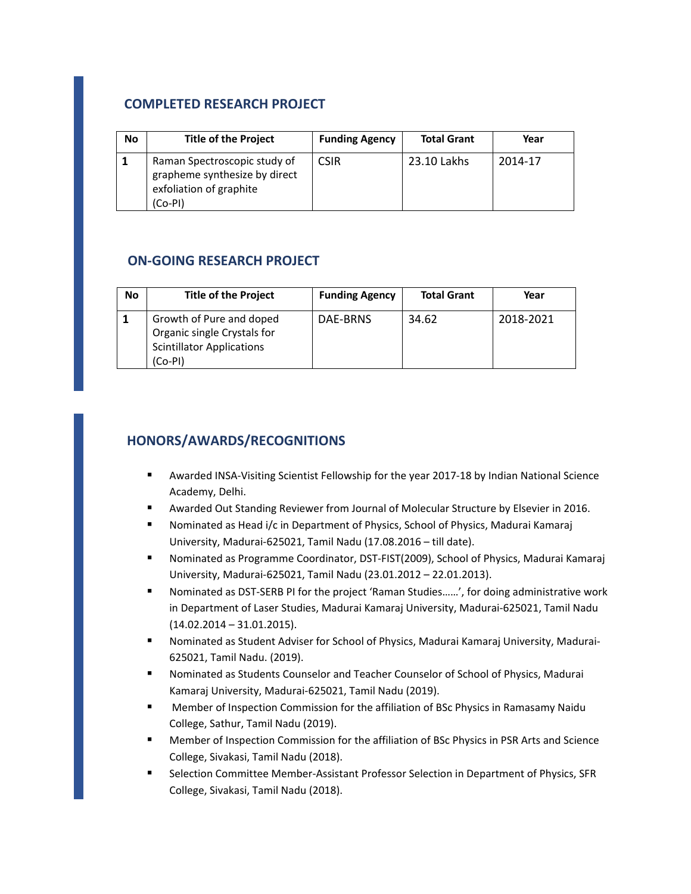## COMPLETED RESEARCH PROJECT

| No | Title of the Project | Funding Agency | Total Grant | Year |
|---|---|---|---|---|
| **1** | Raman Spectroscopic study of grapheme synthesize by direct exfoliation of graphite (Co-PI) | CSIR | 23.10 Lakhs | 2014-17 |

## ON-GOING RESEARCH PROJECT

| No | Title of the Project | Funding Agency | Total Grant | Year |
|---|---|---|---|---|
| **1** | Growth of Pure and doped Organic single Crystals for Scintillator Applications (Co-PI) | DAE-BRNS | 34.62 | 2018-2021 |

## HONORS/AWARDS/RECOGNITIONS

- Awarded INSA-Visiting Scientist Fellowship for the year 2017-18 by Indian National Science Academy, Delhi.
- Awarded Out Standing Reviewer from Journal of Molecular Structure by Elsevier in 2016.
- Nominated as Head i/c in Department of Physics, School of Physics, Madurai Kamaraj University, Madurai-625021, Tamil Nadu (17.08.2016 – till date).
- Nominated as Programme Coordinator, DST-FIST(2009), School of Physics, Madurai Kamaraj University, Madurai-625021, Tamil Nadu (23.01.2012 – 22.01.2013).
- Nominated as DST-SERB PI for the project 'Raman Studies……', for doing administrative work in Department of Laser Studies, Madurai Kamaraj University, Madurai-625021, Tamil Nadu (14.02.2014 – 31.01.2015).
- Nominated as Student Adviser for School of Physics, Madurai Kamaraj University, Madurai-625021, Tamil Nadu. (2019).
- Nominated as Students Counselor and Teacher Counselor of School of Physics, Madurai Kamaraj University, Madurai-625021, Tamil Nadu (2019).
- Member of Inspection Commission for the affiliation of BSc Physics in Ramasamy Naidu College, Sathur, Tamil Nadu (2019).
- Member of Inspection Commission for the affiliation of BSc Physics in PSR Arts and Science College, Sivakasi, Tamil Nadu (2018).
- Selection Committee Member-Assistant Professor Selection in Department of Physics, SFR College, Sivakasi, Tamil Nadu (2018).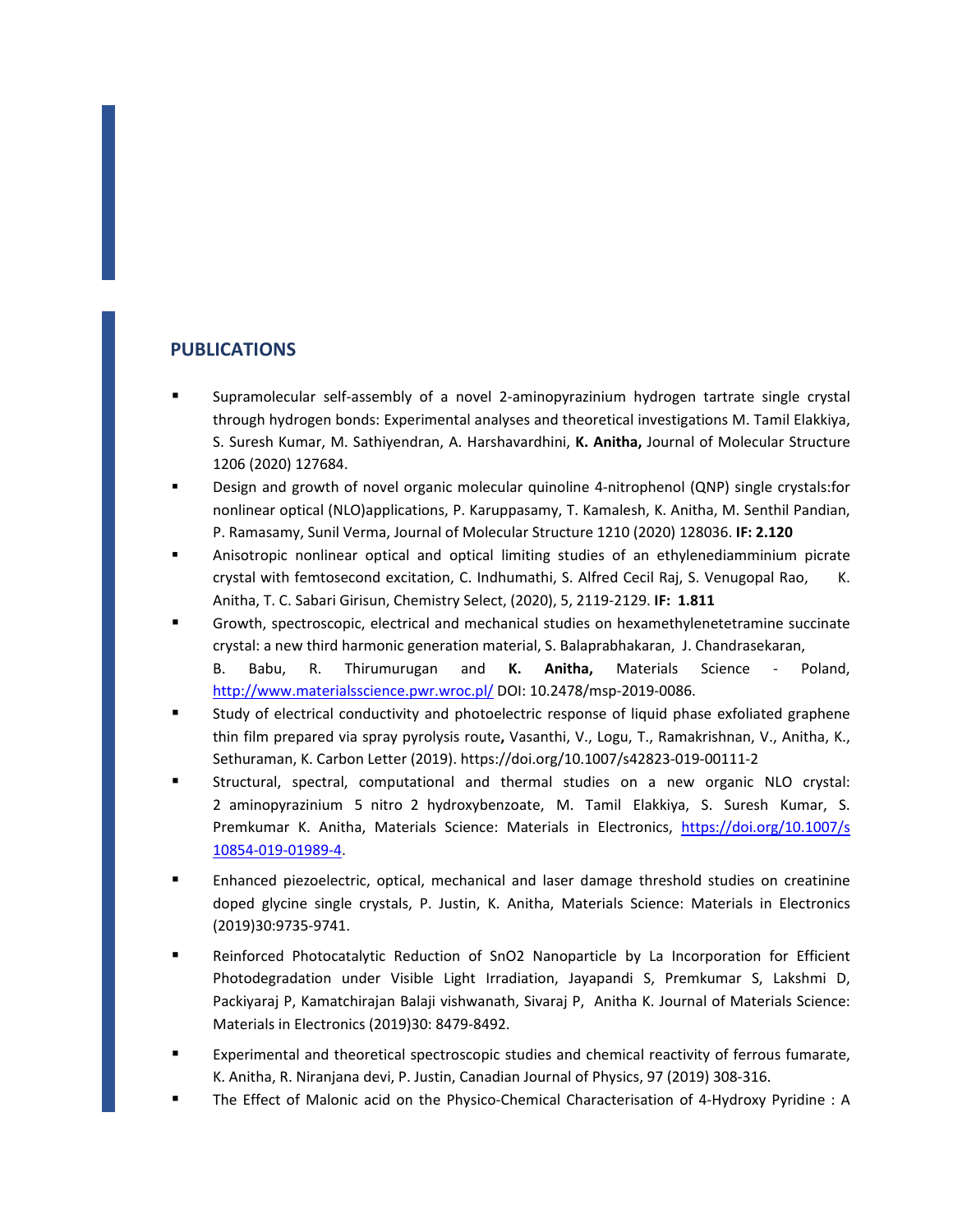## PUBLICATIONS

- Supramolecular self-assembly of a novel 2-aminopyrazinium hydrogen tartrate single crystal through hydrogen bonds: Experimental analyses and theoretical investigations M. Tamil Elakkiya, S. Suresh Kumar, M. Sathiyendran, A. Harshavardhini, **K. Anitha,** Journal of Molecular Structure 1206 (2020) 127684.
- Design and growth of novel organic molecular quinoline 4-nitrophenol (QNP) single crystals:for nonlinear optical (NLO)applications, P. Karuppasamy, T. Kamalesh, K. Anitha, M. Senthil Pandian, P. Ramasamy, Sunil Verma, Journal of Molecular Structure 1210 (2020) 128036. **IF: 2.120**
- Anisotropic nonlinear optical and optical limiting studies of an ethylenediamminium picrate crystal with femtosecond excitation, C. Indhumathi, S. Alfred Cecil Raj, S. Venugopal Rao, K. Anitha, T. C. Sabari Girisun, Chemistry Select, (2020), 5, 2119-2129. **IF: 1.811**
- Growth, spectroscopic, electrical and mechanical studies on hexamethylenetetramine succinate crystal: a new third harmonic generation material, S. Balaprabhakaran, J. Chandrasekaran, B. Babu, R. Thirumurugan and **K. Anitha,** Materials Science - Poland, http://www.materialsscience.pwr.wroc.pl/ DOI: 10.2478/msp-2019-0086.
- Study of electrical conductivity and photoelectric response of liquid phase exfoliated graphene thin film prepared via spray pyrolysis route**,** Vasanthi, V., Logu, T., Ramakrishnan, V., Anitha, K., Sethuraman, K. Carbon Letter (2019). https://doi.org/10.1007/s42823-019-00111-2
- Structural, spectral, computational and thermal studies on a new organic NLO crystal: 2 aminopyrazinium 5 nitro 2 hydroxybenzoate, M. Tamil Elakkiya, S. Suresh Kumar, S. Premkumar K. Anitha, Materials Science: Materials in Electronics, https://doi.org/10.1007/s10854-019-01989-4.
- Enhanced piezoelectric, optical, mechanical and laser damage threshold studies on creatinine doped glycine single crystals, P. Justin, K. Anitha, Materials Science: Materials in Electronics (2019)30:9735-9741.
- Reinforced Photocatalytic Reduction of SnO2 Nanoparticle by La Incorporation for Efficient Photodegradation under Visible Light Irradiation, Jayapandi S, Premkumar S, Lakshmi D, Packiyaraj P, Kamatchirajan Balaji vishwanath, Sivaraj P, Anitha K. Journal of Materials Science: Materials in Electronics (2019)30: 8479-8492.
- Experimental and theoretical spectroscopic studies and chemical reactivity of ferrous fumarate, K. Anitha, R. Niranjana devi, P. Justin, Canadian Journal of Physics, 97 (2019) 308-316.
- The Effect of Malonic acid on the Physico-Chemical Characterisation of 4-Hydroxy Pyridine : A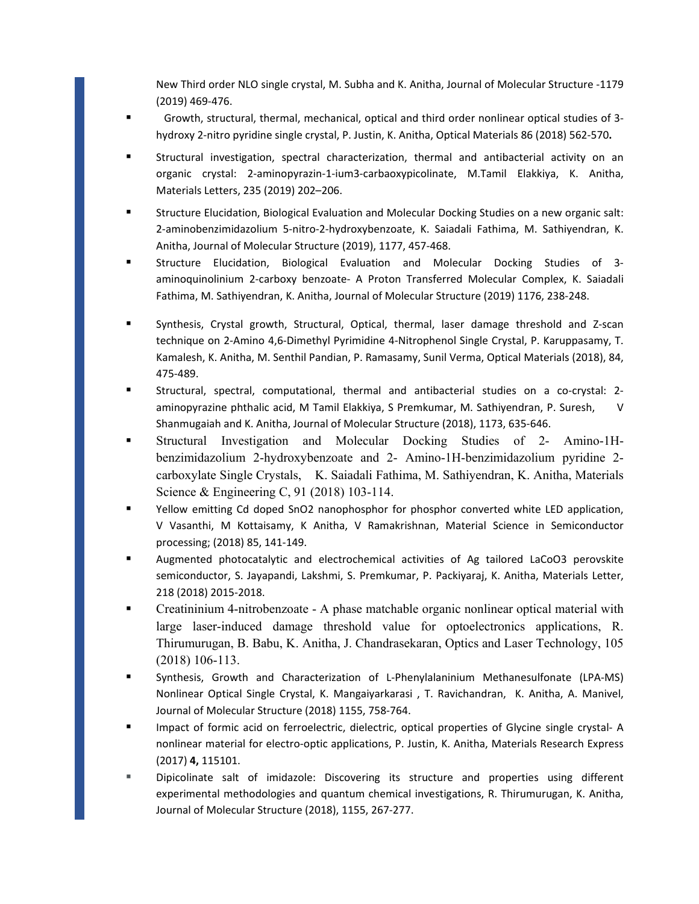New Third order NLO single crystal, M. Subha and K. Anitha, Journal of Molecular Structure -1179 (2019) 469-476.

- Growth, structural, thermal, mechanical, optical and third order nonlinear optical studies of 3-hydroxy 2-nitro pyridine single crystal, P. Justin, K. Anitha, Optical Materials 86 (2018) 562-570**.**
- Structural investigation, spectral characterization, thermal and antibacterial activity on an organic crystal: 2-aminopyrazin-1-ium3-carbaoxypicolinate, M.Tamil Elakkiya, K. Anitha, Materials Letters, 235 (2019) 202–206.
- Structure Elucidation, Biological Evaluation and Molecular Docking Studies on a new organic salt: 2-aminobenzimidazolium 5-nitro-2-hydroxybenzoate, K. Saiadali Fathima, M. Sathiyendran, K. Anitha, Journal of Molecular Structure (2019), 1177, 457-468.
- Structure Elucidation, Biological Evaluation and Molecular Docking Studies of 3-aminoquinolinium 2-carboxy benzoate- A Proton Transferred Molecular Complex, K. Saiadali Fathima, M. Sathiyendran, K. Anitha, Journal of Molecular Structure (2019) 1176, 238-248.
- Synthesis, Crystal growth, Structural, Optical, thermal, laser damage threshold and Z-scan technique on 2-Amino 4,6-Dimethyl Pyrimidine 4-Nitrophenol Single Crystal, P. Karuppasamy, T. Kamalesh, K. Anitha, M. Senthil Pandian, P. Ramasamy, Sunil Verma, Optical Materials (2018), 84, 475-489.
- Structural, spectral, computational, thermal and antibacterial studies on a co-crystal: 2-aminopyrazine phthalic acid, M Tamil Elakkiya, S Premkumar, M. Sathiyendran, P. Suresh, V Shanmugaiah and K. Anitha, Journal of Molecular Structure (2018), 1173, 635-646.
- Structural Investigation and Molecular Docking Studies of 2- Amino-1H-benzimidazolium 2-hydroxybenzoate and 2- Amino-1H-benzimidazolium pyridine 2-carboxylate Single Crystals, K. Saiadali Fathima, M. Sathiyendran, K. Anitha, Materials Science & Engineering C, 91 (2018) 103-114.
- Yellow emitting Cd doped SnO2 nanophosphor for phosphor converted white LED application, V Vasanthi, M Kottaisamy, K Anitha, V Ramakrishnan, Material Science in Semiconductor processing; (2018) 85, 141-149.
- Augmented photocatalytic and electrochemical activities of Ag tailored LaCoO3 perovskite semiconductor, S. Jayapandi, Lakshmi, S. Premkumar, P. Packiyaraj, K. Anitha, Materials Letter, 218 (2018) 2015-2018.
- Creatininium 4-nitrobenzoate - A phase matchable organic nonlinear optical material with large laser-induced damage threshold value for optoelectronics applications, R. Thirumurugan, B. Babu, K. Anitha, J. Chandrasekaran, Optics and Laser Technology, 105 (2018) 106-113.
- Synthesis, Growth and Characterization of L-Phenylalaninium Methanesulfonate (LPA-MS) Nonlinear Optical Single Crystal, K. Mangaiyarkarasi , T. Ravichandran, K. Anitha, A. Manivel, Journal of Molecular Structure (2018) 1155, 758-764.
- Impact of formic acid on ferroelectric, dielectric, optical properties of Glycine single crystal- A nonlinear material for electro-optic applications, P. Justin, K. Anitha, Materials Research Express (2017) **4,** 115101.
- Dipicolinate salt of imidazole: Discovering its structure and properties using different experimental methodologies and quantum chemical investigations, R. Thirumurugan, K. Anitha, Journal of Molecular Structure (2018), 1155, 267-277.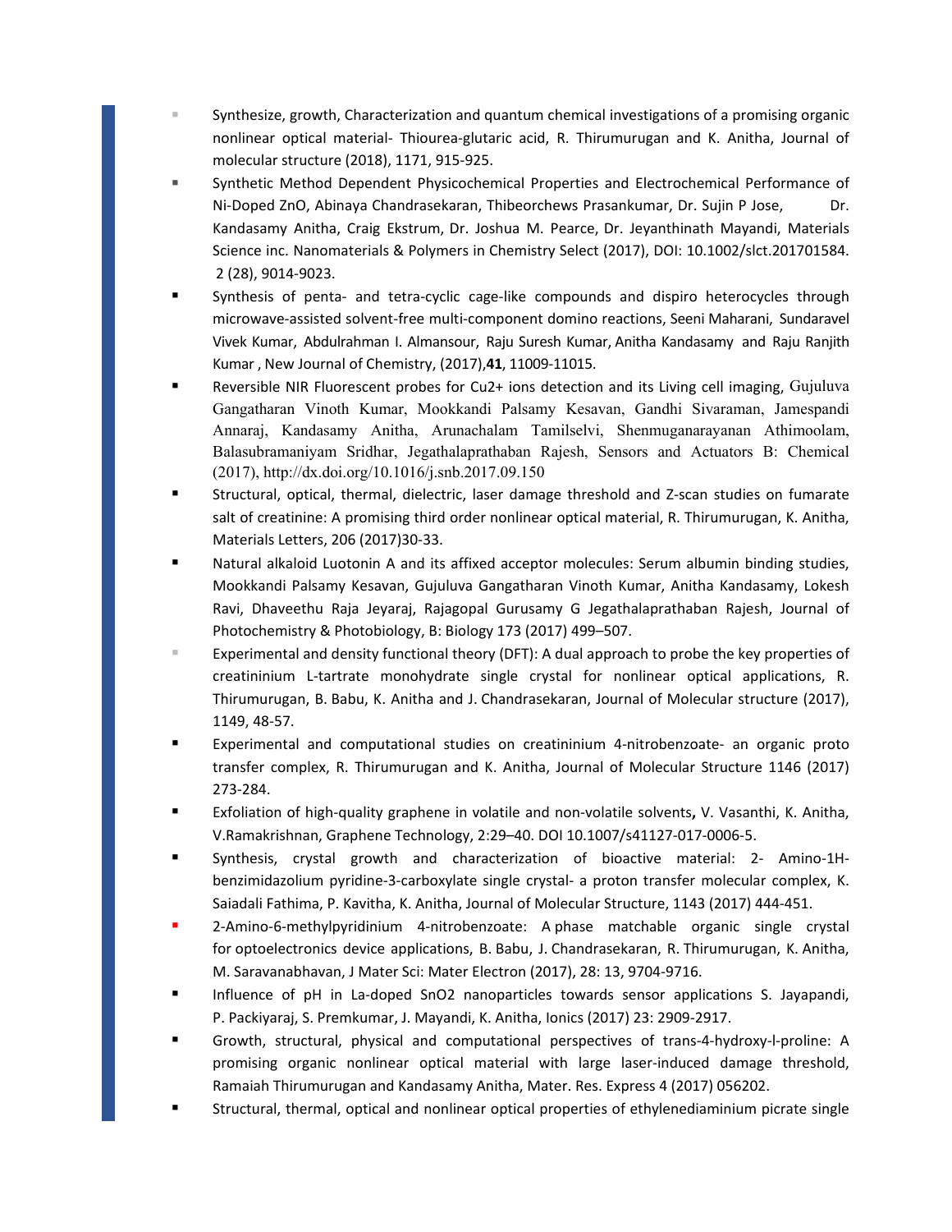- Synthesize, growth, Characterization and quantum chemical investigations of a promising organic nonlinear optical material- Thiourea-glutaric acid, R. Thirumurugan and K. Anitha, Journal of molecular structure (2018), 1171, 915-925.
- Synthetic Method Dependent Physicochemical Properties and Electrochemical Performance of Ni-Doped ZnO, Abinaya Chandrasekaran, Thibeorchews Prasankumar, Dr. Sujin P Jose, Dr. Kandasamy Anitha, Craig Ekstrum, Dr. Joshua M. Pearce, Dr. Jeyanthinath Mayandi, Materials Science inc. Nanomaterials & Polymers in Chemistry Select (2017), DOI: 10.1002/slct.201701584. 2 (28), 9014-9023.
- Synthesis of penta- and tetra-cyclic cage-like compounds and dispiro heterocycles through microwave-assisted solvent-free multi-component domino reactions, Seeni Maharani, Sundaravel Vivek Kumar, Abdulrahman I. Almansour, Raju Suresh Kumar, Anitha Kandasamy and Raju Ranjith Kumar , New Journal of Chemistry, (2017),**41**, 11009-11015.
- Reversible NIR Fluorescent probes for $Cu^{2+}$ ions detection and its Living cell imaging, Gujuluva Gangatharan Vinoth Kumar, Mookkandi Palsamy Kesavan, Gandhi Sivaraman, Jamespandi Annaraj, Kandasamy Anitha, Arunachalam Tamilselvi, Shenmuganarayanan Athimoolam, Balasubramaniyam Sridhar, Jegathalaprathaban Rajesh, Sensors and Actuators B: Chemical (2017), http://dx.doi.org/10.1016/j.snb.2017.09.150
- Structural, optical, thermal, dielectric, laser damage threshold and Z-scan studies on fumarate salt of creatinine: A promising third order nonlinear optical material, R. Thirumurugan, K. Anitha, Materials Letters, 206 (2017)30-33.
- Natural alkaloid Luotonin A and its affixed acceptor molecules: Serum albumin binding studies, Mookkandi Palsamy Kesavan, Gujuluva Gangatharan Vinoth Kumar, Anitha Kandasamy, Lokesh Ravi, Dhaveethu Raja Jeyaraj, Rajagopal Gurusamy G Jegathalaprathaban Rajesh, Journal of Photochemistry & Photobiology, B: Biology 173 (2017) 499–507.
- Experimental and density functional theory (DFT): A dual approach to probe the key properties of creatininium L-tartrate monohydrate single crystal for nonlinear optical applications, R. Thirumurugan, B. Babu, K. Anitha and J. Chandrasekaran, Journal of Molecular structure (2017), 1149, 48-57.
- Experimental and computational studies on creatininium 4-nitrobenzoate- an organic proto transfer complex, R. Thirumurugan and K. Anitha, Journal of Molecular Structure 1146 (2017) 273-284.
- Exfoliation of high-quality graphene in volatile and non-volatile solvents**,** V. Vasanthi, K. Anitha, V.Ramakrishnan, Graphene Technology, 2:29–40. DOI 10.1007/s41127-017-0006-5.
- Synthesis, crystal growth and characterization of bioactive material: 2- Amino-1H-benzimidazolium pyridine-3-carboxylate single crystal- a proton transfer molecular complex, K. Saiadali Fathima, P. Kavitha, K. Anitha, Journal of Molecular Structure, 1143 (2017) 444-451.
- 2-Amino-6-methylpyridinium 4-nitrobenzoate: A phase matchable organic single crystal for optoelectronics device applications, B. Babu, J. Chandrasekaran, R. Thirumurugan, K. Anitha, M. Saravanabhavan, J Mater Sci: Mater Electron (2017), 28: 13, 9704-9716.
- Influence of pH in La-doped $SnO_2$ nanoparticles towards sensor applications S. Jayapandi, P. Packiyaraj, S. Premkumar, J. Mayandi, K. Anitha, Ionics (2017) 23: 2909-2917.
- Growth, structural, physical and computational perspectives of trans-4-hydroxy-l-proline: A promising organic nonlinear optical material with large laser-induced damage threshold, Ramaiah Thirumurugan and Kandasamy Anitha, Mater. Res. Express 4 (2017) 056202.
- Structural, thermal, optical and nonlinear optical properties of ethylenediaminium picrate single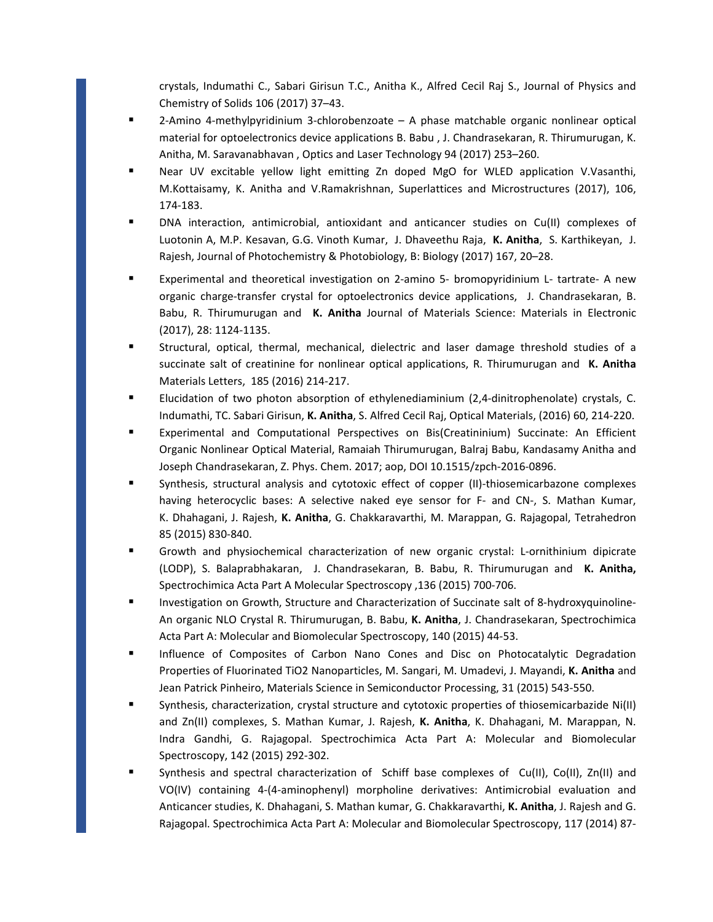crystals, Indumathi C., Sabari Girisun T.C., Anitha K., Alfred Cecil Raj S., Journal of Physics and Chemistry of Solids 106 (2017) 37–43.

- 2-Amino 4-methylpyridinium 3-chlorobenzoate – A phase matchable organic nonlinear optical material for optoelectronics device applications B. Babu , J. Chandrasekaran, R. Thirumurugan, K. Anitha, M. Saravanabhavan , Optics and Laser Technology 94 (2017) 253–260.
- Near UV excitable yellow light emitting Zn doped MgO for WLED application V.Vasanthi, M.Kottaisamy, K. Anitha and V.Ramakrishnan, Superlattices and Microstructures (2017), 106, 174-183.
- DNA interaction, antimicrobial, antioxidant and anticancer studies on Cu(II) complexes of Luotonin A, M.P. Kesavan, G.G. Vinoth Kumar, J. Dhaveethu Raja, **K. Anitha**, S. Karthikeyan, J. Rajesh, Journal of Photochemistry & Photobiology, B: Biology (2017) 167, 20–28.
- Experimental and theoretical investigation on 2-amino 5- bromopyridinium L- tartrate- A new organic charge-transfer crystal for optoelectronics device applications, J. Chandrasekaran, B. Babu, R. Thirumurugan and **K. Anitha** Journal of Materials Science: Materials in Electronic (2017), 28: 1124-1135.
- Structural, optical, thermal, mechanical, dielectric and laser damage threshold studies of a succinate salt of creatinine for nonlinear optical applications, R. Thirumurugan and **K. Anitha** Materials Letters, 185 (2016) 214-217.
- Elucidation of two photon absorption of ethylenediaminium (2,4-dinitrophenolate) crystals, C. Indumathi, TC. Sabari Girisun, **K. Anitha**, S. Alfred Cecil Raj, Optical Materials, (2016) 60, 214-220.
- Experimental and Computational Perspectives on Bis(Creatininium) Succinate: An Efficient Organic Nonlinear Optical Material, Ramaiah Thirumurugan, Balraj Babu, Kandasamy Anitha and Joseph Chandrasekaran, Z. Phys. Chem. 2017; aop, DOI 10.1515/zpch-2016-0896.
- Synthesis, structural analysis and cytotoxic effect of copper (II)-thiosemicarbazone complexes having heterocyclic bases: A selective naked eye sensor for F- and CN-, S. Mathan Kumar, K. Dhahagani, J. Rajesh, **K. Anitha**, G. Chakkaravarthi, M. Marappan, G. Rajagopal, Tetrahedron 85 (2015) 830-840.
- Growth and physiochemical characterization of new organic crystal: L-ornithinium dipicrate (LODP), S. Balaprabhakaran, J. Chandrasekaran, B. Babu, R. Thirumurugan and **K. Anitha,** Spectrochimica Acta Part A Molecular Spectroscopy ,136 (2015) 700-706.
- Investigation on Growth, Structure and Characterization of Succinate salt of 8-hydroxyquinoline- An organic NLO Crystal R. Thirumurugan, B. Babu, **K. Anitha**, J. Chandrasekaran, Spectrochimica Acta Part A: Molecular and Biomolecular Spectroscopy, 140 (2015) 44-53.
- Influence of Composites of Carbon Nano Cones and Disc on Photocatalytic Degradation Properties of Fluorinated TiO2 Nanoparticles, M. Sangari, M. Umadevi, J. Mayandi, **K. Anitha** and Jean Patrick Pinheiro, Materials Science in Semiconductor Processing, 31 (2015) 543-550.
- Synthesis, characterization, crystal structure and cytotoxic properties of thiosemicarbazide Ni(II) and Zn(II) complexes, S. Mathan Kumar, J. Rajesh, **K. Anitha**, K. Dhahagani, M. Marappan, N. Indra Gandhi, G. Rajagopal. Spectrochimica Acta Part A: Molecular and Biomolecular Spectroscopy, 142 (2015) 292-302.
- Synthesis and spectral characterization of Schiff base complexes of Cu(II), Co(II), Zn(II) and VO(IV) containing 4-(4-aminophenyl) morpholine derivatives: Antimicrobial evaluation and Anticancer studies, K. Dhahagani, S. Mathan kumar, G. Chakkaravarthi, **K. Anitha**, J. Rajesh and G. Rajagopal. Spectrochimica Acta Part A: Molecular and Biomolecular Spectroscopy, 117 (2014) 87-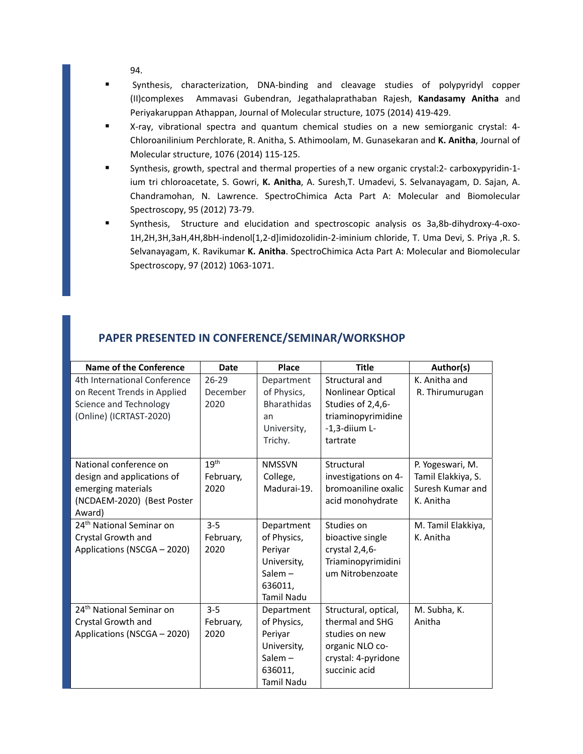94.

- Synthesis, characterization, DNA-binding and cleavage studies of polypyridyl copper (II)complexes Ammavasi Gubendran, Jegathalaprathaban Rajesh, **Kandasamy Anitha** and Periyakaruppan Athappan, Journal of Molecular structure, 1075 (2014) 419-429.
- X-ray, vibrational spectra and quantum chemical studies on a new semiorganic crystal: 4-Chloroanilinium Perchlorate, R. Anitha, S. Athimoolam, M. Gunasekaran and **K. Anitha**, Journal of Molecular structure, 1076 (2014) 115-125.
- Synthesis, growth, spectral and thermal properties of a new organic crystal:2- carboxypyridin-1-ium tri chloroacetate, S. Gowri, **K. Anitha**, A. Suresh,T. Umadevi, S. Selvanayagam, D. Sajan, A. Chandramohan, N. Lawrence. SpectroChimica Acta Part A: Molecular and Biomolecular Spectroscopy, 95 (2012) 73-79.
- Synthesis, Structure and elucidation and spectroscopic analysis os 3a,8b-dihydroxy-4-oxo-1H,2H,3H,3aH,4H,8bH-indenol[1,2-d]imidozolidin-2-iminium chloride, T. Uma Devi, S. Priya ,R. S. Selvanayagam, K. Ravikumar **K. Anitha**. SpectroChimica Acta Part A: Molecular and Biomolecular Spectroscopy, 97 (2012) 1063-1071.

## PAPER PRESENTED IN CONFERENCE/SEMINAR/WORKSHOP

| Name of the Conference | Date | Place | Title | Author(s) |
|---|---|---|---|---|
| 4th International Conference on Recent Trends in Applied Science and Technology (Online) (ICRTAST-2020) | 26-29 December 2020 | Department of Physics, Bharathidasan University, Trichy. | Structural and Nonlinear Optical Studies of 2,4,6-triaminopyrimidine -1,3-diium L-tartrate | K. Anitha and R. Thirumurugan |
| National conference on design and applications of emerging materials (NCDAEM-2020) (Best Poster Award) | 19th February, 2020 | NMSSVN College, Madurai-19. | Structural investigations on 4-bromoaniline oxalic acid monohydrate | P. Yogeswari, M. Tamil Elakkiya, S. Suresh Kumar and K. Anitha |
| 24th National Seminar on Crystal Growth and Applications (NSCGA – 2020) | 3-5 February, 2020 | Department of Physics, Periyar University, Salem – 636011, Tamil Nadu | Studies on bioactive single crystal 2,4,6-Triaminopyrimidinium Nitrobenzoate | M. Tamil Elakkiya, K. Anitha |
| 24th National Seminar on Crystal Growth and Applications (NSCGA – 2020) | 3-5 February, 2020 | Department of Physics, Periyar University, Salem – 636011, Tamil Nadu | Structural, optical, thermal and SHG studies on new organic NLO co-crystal: 4-pyridone succinic acid | M. Subha, K. Anitha |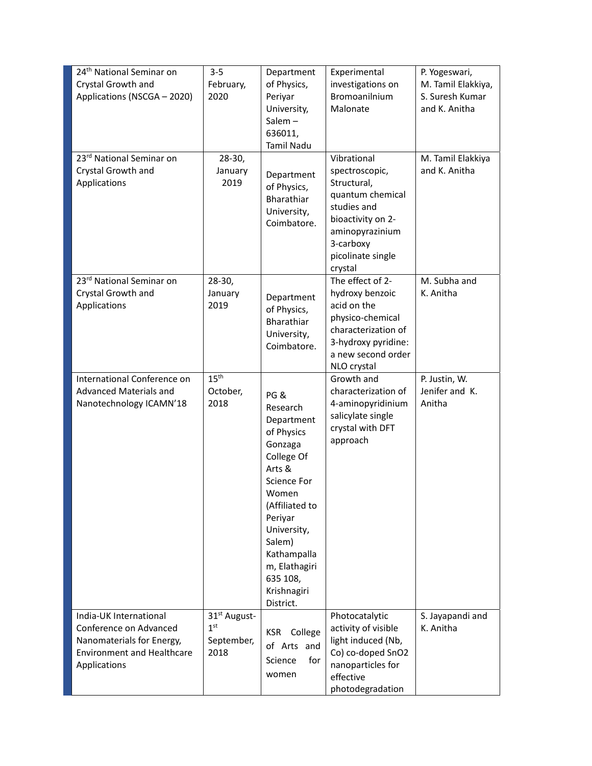| 24th National Seminar on Crystal Growth and Applications (NSCGA – 2020) | 3-5 February, 2020 | Department of Physics, Periyar University, Salem – 636011, Tamil Nadu | Experimental investigations on Bromoanilnium Malonate | P. Yogeswari, M. Tamil Elakkiya, S. Suresh Kumar and K. Anitha |
|---|---|---|---|---|
| 23rd National Seminar on Crystal Growth and Applications | 28-30, January 2019 | Department of Physics, Bharathiar University, Coimbatore. | Vibrational spectroscopic, Structural, quantum chemical studies and bioactivity on 2-aminopyrazinium 3-carboxy picolinate single crystal | M. Tamil Elakkiya and K. Anitha |
| 23rd National Seminar on Crystal Growth and Applications | 28-30, January 2019 | Department of Physics, Bharathiar University, Coimbatore. | The effect of 2-hydroxy benzoic acid on the physico-chemical characterization of 3-hydroxy pyridine: a new second order NLO crystal | M. Subha and K. Anitha |
| International Conference on Advanced Materials and Nanotechnology ICAMN'18 | 15th October, 2018 | PG & Research Department of Physics Gonzaga College Of Arts & Science For Women (Affiliated to Periyar University, Salem) Kathampallam, Elathagiri 635 108, Krishnagiri District. | Growth and characterization of 4-aminopyridinium salicylate single crystal with DFT approach | P. Justin, W. Jenifer and K. Anitha |
| India-UK International Conference on Advanced Nanomaterials for Energy, Environment and Healthcare Applications | 31st August-1st September, 2018 | KSR College of Arts and Science for women | Photocatalytic activity of visible light induced (Nb, Co) co-doped $SnO_2$ nanoparticles for effective photodegradation | S. Jayapandi and K. Anitha |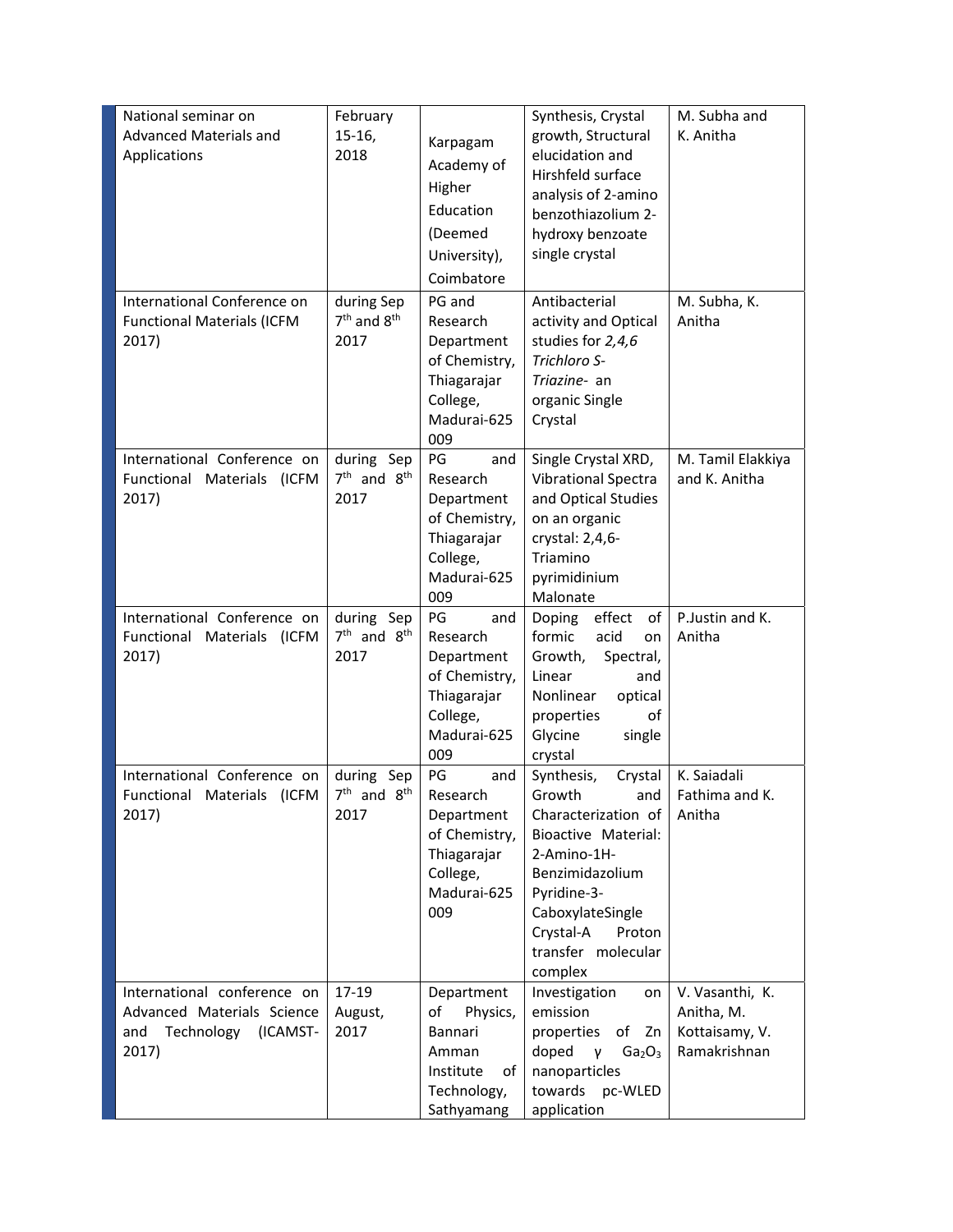| National seminar on Advanced Materials and Applications | February 15-16, 2018 | Karpagam Academy of Higher Education (Deemed University), Coimbatore | Synthesis, Crystal growth, Structural elucidation and Hirshfeld surface analysis of 2-amino benzothiazolium 2-hydroxy benzoate single crystal | M. Subha and K. Anitha |
|---|---|---|---|---|
| International Conference on Functional Materials (ICFM 2017) | during Sep 7th and 8th 2017 | PG and Research Department of Chemistry, Thiagarajar College, Madurai-625 009 | Antibacterial activity and Optical studies for *2,4,6 Trichloro S-Triazine*- an organic Single Crystal | M. Subha, K. Anitha |
| International Conference on Functional Materials (ICFM 2017) | during Sep 7th and 8th 2017 | PG and Research Department of Chemistry, Thiagarajar College, Madurai-625 009 | Single Crystal XRD, Vibrational Spectra and Optical Studies on an organic crystal: 2,4,6-Triamino pyrimidinium Malonate | M. Tamil Elakkiya and K. Anitha |
| International Conference on Functional Materials (ICFM 2017) | during Sep 7th and 8th 2017 | PG and Research Department of Chemistry, Thiagarajar College, Madurai-625 009 | Doping effect of formic acid on Growth, Spectral, Linear and Nonlinear optical properties of Glycine single crystal | P.Justin and K. Anitha |
| International Conference on Functional Materials (ICFM 2017) | during Sep 7th and 8th 2017 | PG and Research Department of Chemistry, Thiagarajar College, Madurai-625 009 | Synthesis, Crystal Growth and Characterization of Bioactive Material: 2-Amino-1H-Benzimidazolium Pyridine-3-CaboxylateSingle Crystal-A Proton transfer molecular complex | K. Saiadali Fathima and K. Anitha |
| International conference on Advanced Materials Science and Technology (ICAMST-2017) | 17-19 August, 2017 | Department of Physics, Bannari Amman Institute of Technology, Sathyamang | Investigation on emission properties of Zn doped γ $Ga_2O_3$ nanoparticles towards pc-WLED application | V. Vasanthi, K. Anitha, M. Kottaisamy, V. Ramakrishnan |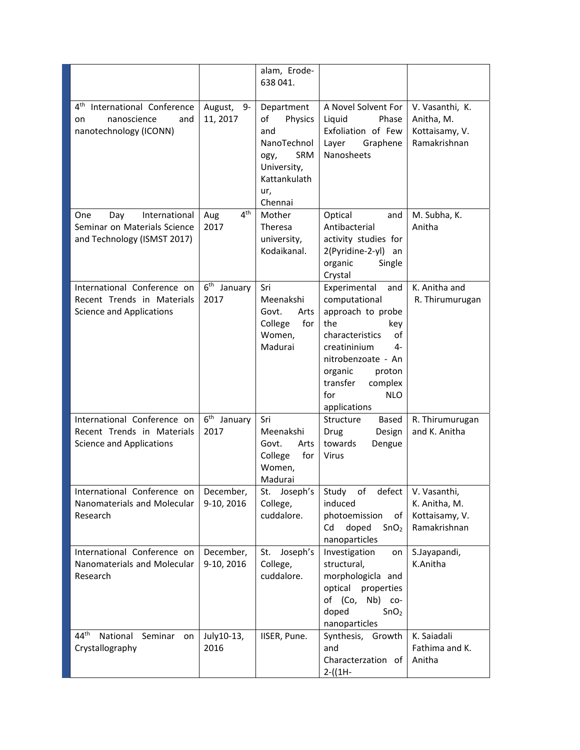|  |  | alam, Erode-638 041. |  |  |
|---|---|---|---|---|
| 4th International Conference on nanoscience and nanotechnology (ICONN) | August, 9-11, 2017 | Department of Physics and NanoTechnology, SRM University, Kattankulathur, Chennai | A Novel Solvent For Liquid Phase Exfoliation of Few Layer Graphene Nanosheets | V. Vasanthi, K. Anitha, M. Kottaisamy, V. Ramakrishnan |
| One Day International Seminar on Materials Science and Technology (ISMST 2017) | Aug 4th 2017 | Mother Theresa university, Kodaikanal. | Optical and Antibacterial activity studies for 2(Pyridine-2-yl) an organic Single Crystal | M. Subha, K. Anitha |
| International Conference on Recent Trends in Materials Science and Applications | 6th January 2017 | Sri Meenakshi Govt. Arts College for Women, Madurai | Experimental and computational approach to probe the key characteristics of creatininium 4-nitrobenzoate - An organic proton transfer complex for NLO applications | K. Anitha and R. Thirumurugan |
| International Conference on Recent Trends in Materials Science and Applications | 6th January 2017 | Sri Meenakshi Govt. Arts College for Women, Madurai | Structure Based Drug Design towards Dengue Virus | R. Thirumurugan and K. Anitha |
| International Conference on Nanomaterials and Molecular Research | December, 9-10, 2016 | St. Joseph's College, cuddalore. | Study of defect induced photoemission of Cd doped $SnO_2$ nanoparticles | V. Vasanthi, K. Anitha, M. Kottaisamy, V. Ramakrishnan |
| International Conference on Nanomaterials and Molecular Research | December, 9-10, 2016 | St. Joseph's College, cuddalore. | Investigation on structural, morphologicla and optical properties of (Co, Nb) co-doped $SnO_2$ nanoparticles | S.Jayapandi, K.Anitha |
| 44th National Seminar on Crystallography | July10-13, 2016 | IISER, Pune. | Synthesis, Growth and Characterzation of 2-((1H- | K. Saiadali Fathima and K. Anitha |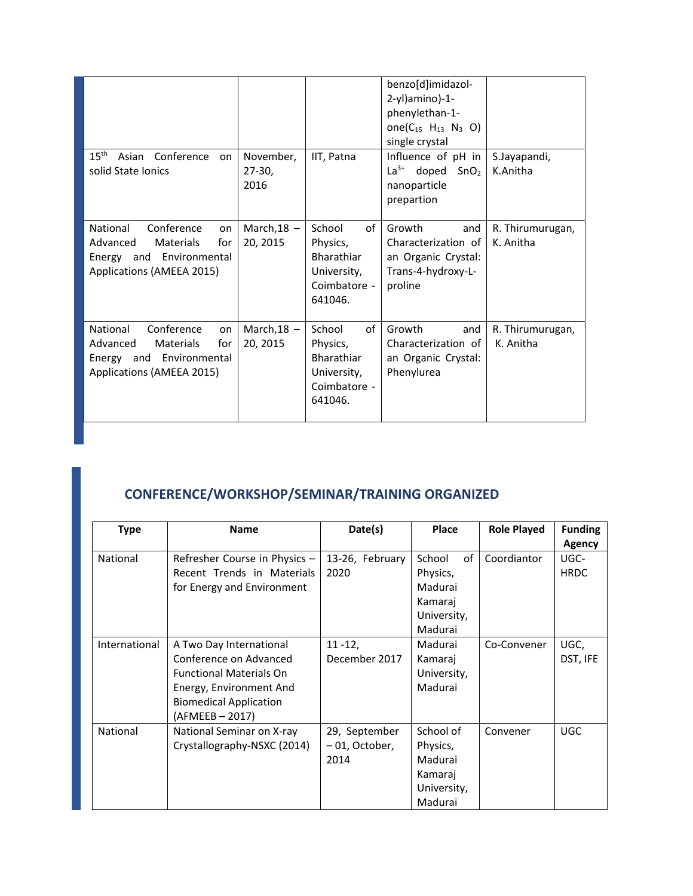| | | | benzo[d]imidazol-2-yl)amino)-1-phenylethan-1-one($C_{15}$ $H_{13}$ $N_3$ O) single crystal | |
|---|---|---|---|---|
| 15[th] Asian Conference on solid State Ionics | November, 27-30, 2016 | IIT, Patna | Influence of pH in $La^{3+}$ doped $SnO_2$ nanoparticle prepartion | S.Jayapandi, K.Anitha |
| National Conference on Advanced Materials for Energy and Environmental Applications (AMEEA 2015) | March,18 – 20, 2015 | School of Physics, Bharathiar University, Coimbatore - 641046. | Growth and Characterization of an Organic Crystal: Trans-4-hydroxy-L-proline | R. Thirumurugan, K. Anitha |
| National Conference on Advanced Materials for Energy and Environmental Applications (AMEEA 2015) | March,18 – 20, 2015 | School of Physics, Bharathiar University, Coimbatore - 641046. | Growth and Characterization of an Organic Crystal: Phenylurea | R. Thirumurugan, K. Anitha |

## CONFERENCE/WORKSHOP/SEMINAR/TRAINING ORGANIZED

| Type | Name | Date(s) | Place | Role Played | Funding Agency |
|---|---|---|---|---|---|
| National | Refresher Course in Physics – Recent Trends in Materials for Energy and Environment | 13-26, February 2020 | School of Physics, Madurai Kamaraj University, Madurai | Coordiantor | UGC-HRDC |
| International | A Two Day International Conference on Advanced Functional Materials On Energy, Environment And Biomedical Application (AFMEEB – 2017) | 11 -12, December 2017 | Madurai Kamaraj University, Madurai | Co-Convener | UGC, DST, IFE |
| National | National Seminar on X-ray Crystallography-NSXC (2014) | 29, September – 01, October, 2014 | School of Physics, Madurai Kamaraj University, Madurai | Convener | UGC |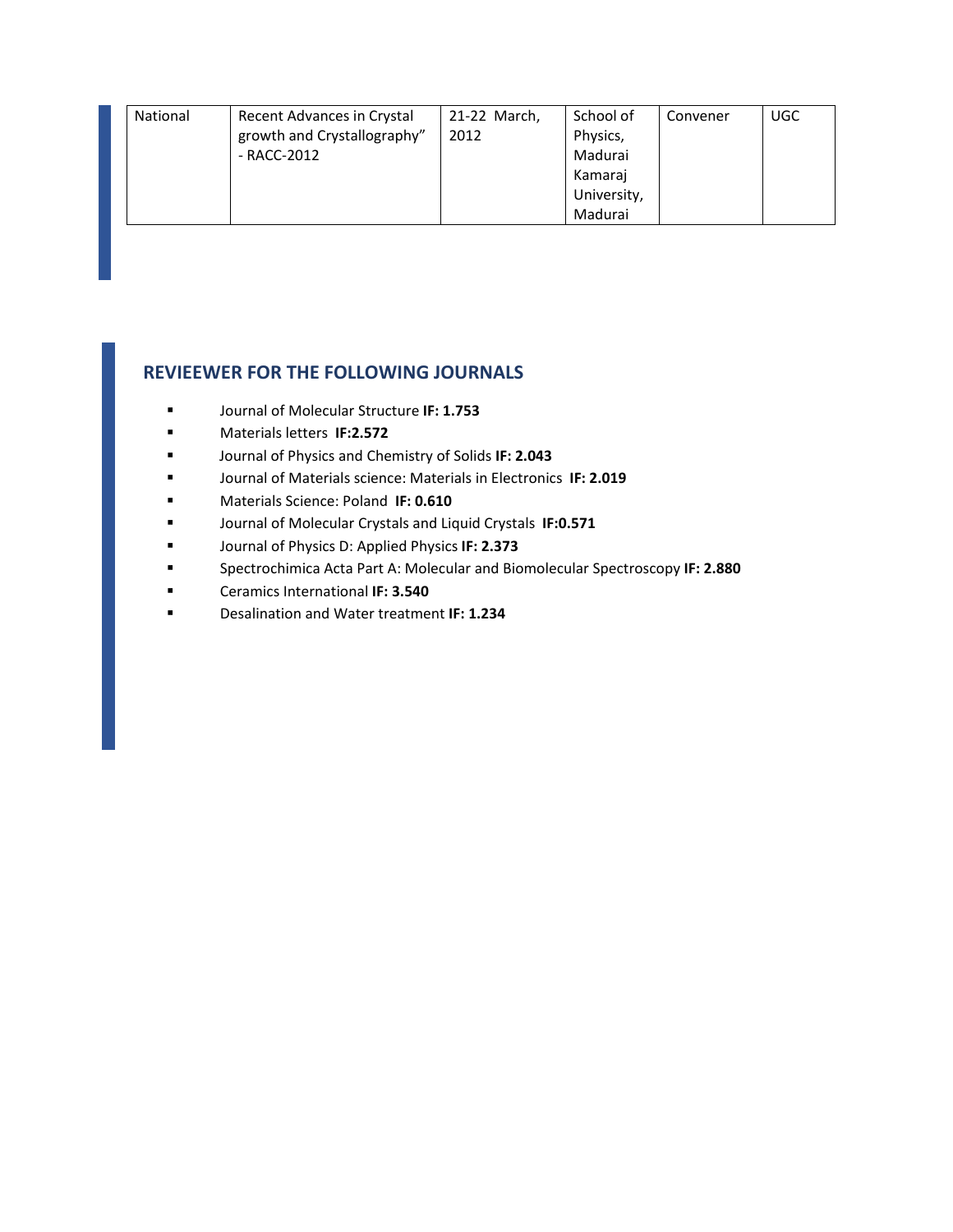| National | Recent Advances in Crystal growth and Crystallography" - RACC-2012 | 21-22 March, 2012 | School of Physics, Madurai Kamaraj University, Madurai | Convener | UGC |
|---|---|---|---|---|---|

## REVIEEWER FOR THE FOLLOWING JOURNALS

- Journal of Molecular Structure **IF: 1.753**
- Materials letters **IF:2.572**
- Journal of Physics and Chemistry of Solids **IF: 2.043**
- Journal of Materials science: Materials in Electronics **IF: 2.019**
- Materials Science: Poland **IF: 0.610**
- Journal of Molecular Crystals and Liquid Crystals **IF:0.571**
- Journal of Physics D: Applied Physics **IF: 2.373**
- Spectrochimica Acta Part A: Molecular and Biomolecular Spectroscopy **IF: 2.880**
- Ceramics International **IF: 3.540**
- Desalination and Water treatment **IF: 1.234**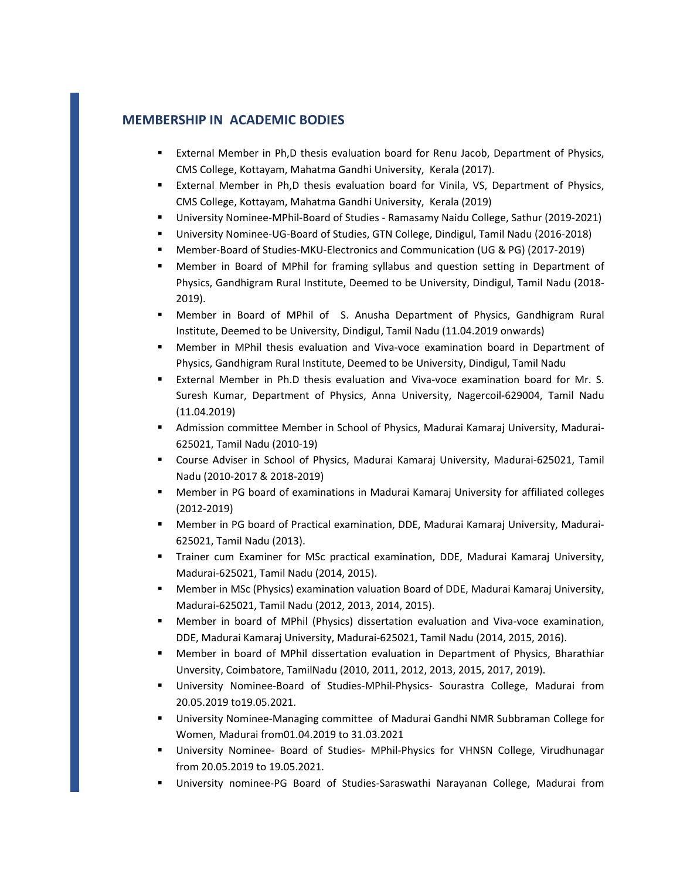## MEMBERSHIP IN ACADEMIC BODIES

- External Member in Ph,D thesis evaluation board for Renu Jacob, Department of Physics, CMS College, Kottayam, Mahatma Gandhi University, Kerala (2017).
- External Member in Ph,D thesis evaluation board for Vinila, VS, Department of Physics, CMS College, Kottayam, Mahatma Gandhi University, Kerala (2019)
- University Nominee-MPhil-Board of Studies - Ramasamy Naidu College, Sathur (2019-2021)
- University Nominee-UG-Board of Studies, GTN College, Dindigul, Tamil Nadu (2016-2018)
- Member-Board of Studies-MKU-Electronics and Communication (UG & PG) (2017-2019)
- Member in Board of MPhil for framing syllabus and question setting in Department of Physics, Gandhigram Rural Institute, Deemed to be University, Dindigul, Tamil Nadu (2018-2019).
- Member in Board of MPhil of S. Anusha Department of Physics, Gandhigram Rural Institute, Deemed to be University, Dindigul, Tamil Nadu (11.04.2019 onwards)
- Member in MPhil thesis evaluation and Viva-voce examination board in Department of Physics, Gandhigram Rural Institute, Deemed to be University, Dindigul, Tamil Nadu
- External Member in Ph.D thesis evaluation and Viva-voce examination board for Mr. S. Suresh Kumar, Department of Physics, Anna University, Nagercoil-629004, Tamil Nadu (11.04.2019)
- Admission committee Member in School of Physics, Madurai Kamaraj University, Madurai-625021, Tamil Nadu (2010-19)
- Course Adviser in School of Physics, Madurai Kamaraj University, Madurai-625021, Tamil Nadu (2010-2017 & 2018-2019)
- Member in PG board of examinations in Madurai Kamaraj University for affiliated colleges (2012-2019)
- Member in PG board of Practical examination, DDE, Madurai Kamaraj University, Madurai-625021, Tamil Nadu (2013).
- Trainer cum Examiner for MSc practical examination, DDE, Madurai Kamaraj University, Madurai-625021, Tamil Nadu (2014, 2015).
- Member in MSc (Physics) examination valuation Board of DDE, Madurai Kamaraj University, Madurai-625021, Tamil Nadu (2012, 2013, 2014, 2015).
- Member in board of MPhil (Physics) dissertation evaluation and Viva-voce examination, DDE, Madurai Kamaraj University, Madurai-625021, Tamil Nadu (2014, 2015, 2016).
- Member in board of MPhil dissertation evaluation in Department of Physics, Bharathiar Unversity, Coimbatore, TamilNadu (2010, 2011, 2012, 2013, 2015, 2017, 2019).
- University Nominee-Board of Studies-MPhil-Physics- Sourastra College, Madurai from 20.05.2019 to19.05.2021.
- University Nominee-Managing committee of Madurai Gandhi NMR Subbraman College for Women, Madurai from01.04.2019 to 31.03.2021
- University Nominee- Board of Studies- MPhil-Physics for VHNSN College, Virudhunagar from 20.05.2019 to 19.05.2021.
- University nominee-PG Board of Studies-Saraswathi Narayanan College, Madurai from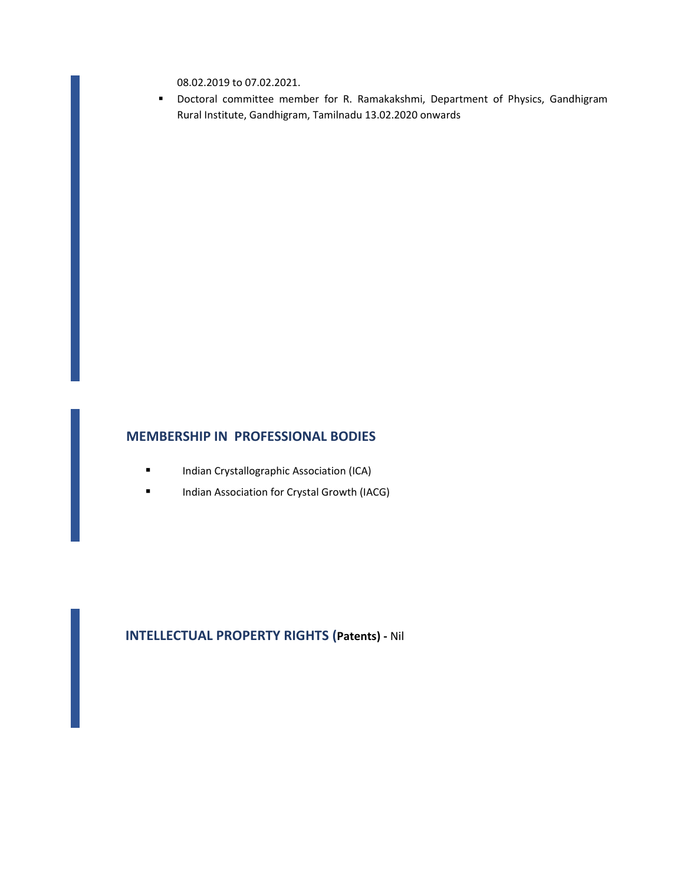08.02.2019 to 07.02.2021.

- Doctoral committee member for R. Ramakakshmi, Department of Physics, Gandhigram Rural Institute, Gandhigram, Tamilnadu 13.02.2020 onwards

## MEMBERSHIP IN PROFESSIONAL BODIES

- Indian Crystallographic Association (ICA)
- Indian Association for Crystal Growth (IACG)

## INTELLECTUAL PROPERTY RIGHTS (**Patents)** - Nil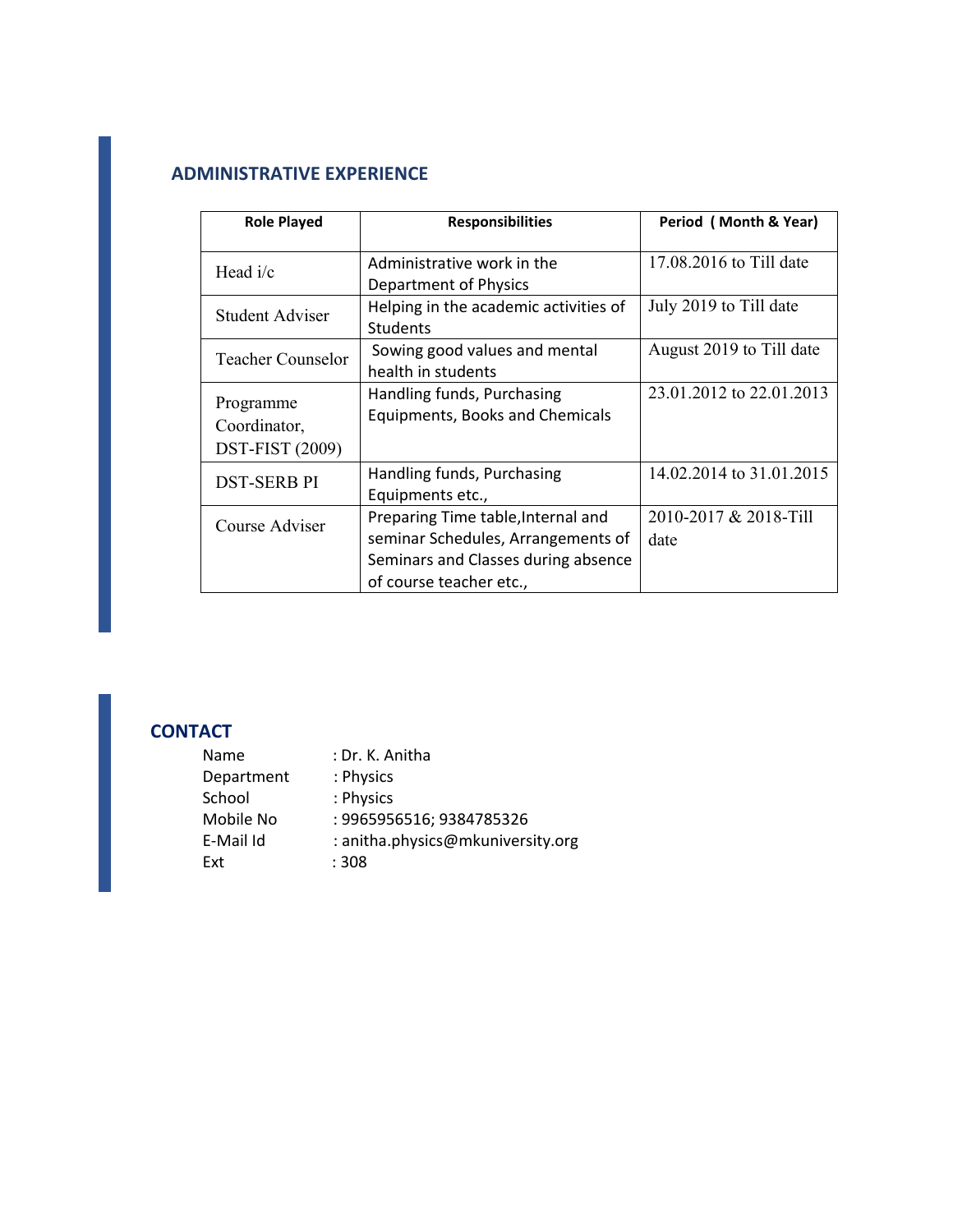## ADMINISTRATIVE EXPERIENCE

| Role Played | Responsibilities | Period ( Month & Year) |
|---|---|---|
| Head i/c | Administrative work in the Department of Physics | 17.08.2016 to Till date |
| Student Adviser | Helping in the academic activities of Students | July 2019 to Till date |
| Teacher Counselor | Sowing good values and mental health in students | August 2019 to Till date |
| Programme Coordinator, DST-FIST (2009) | Handling funds, Purchasing Equipments, Books and Chemicals | 23.01.2012 to 22.01.2013 |
| DST-SERB PI | Handling funds, Purchasing Equipments etc., | 14.02.2014 to 31.01.2015 |
| Course Adviser | Preparing Time table,Internal and seminar Schedules, Arrangements of Seminars and Classes during absence of course teacher etc., | 2010-2017 & 2018-Till date |

## CONTACT

Name : Dr. K. Anitha
Department : Physics
School : Physics
Mobile No : 9965956516; 9384785326
E-Mail Id : anitha.physics@mkuniversity.org
Ext : 308